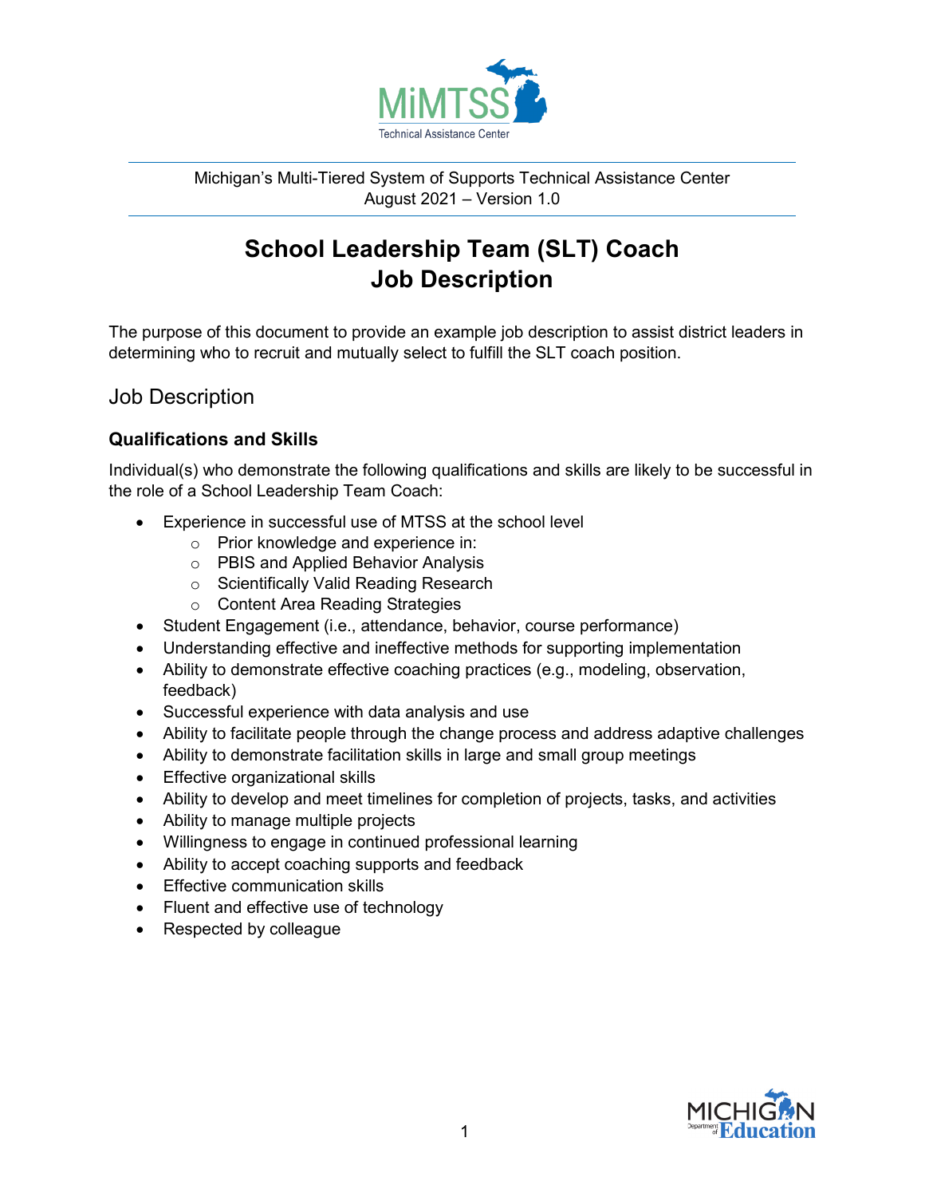Michigan's Multi-Tiered System of Supports Technical Assistance Center
August 2021 – Version 1.0

# School Leadership Team (SLT) Coach Job Description

The purpose of this document to provide an example job description to assist district leaders in determining who to recruit and mutually select to fulfill the SLT coach position.

## Job Description

### Qualifications and Skills

Individual(s) who demonstrate the following qualifications and skills are likely to be successful in the role of a School Leadership Team Coach:

- Experience in successful use of MTSS at the school level
  - Prior knowledge and experience in:
  - PBIS and Applied Behavior Analysis
  - Scientifically Valid Reading Research
  - Content Area Reading Strategies
- Student Engagement (i.e., attendance, behavior, course performance)
- Understanding effective and ineffective methods for supporting implementation
- Ability to demonstrate effective coaching practices (e.g., modeling, observation, feedback)
- Successful experience with data analysis and use
- Ability to facilitate people through the change process and address adaptive challenges
- Ability to demonstrate facilitation skills in large and small group meetings
- Effective organizational skills
- Ability to develop and meet timelines for completion of projects, tasks, and activities
- Ability to manage multiple projects
- Willingness to engage in continued professional learning
- Ability to accept coaching supports and feedback
- Effective communication skills
- Fluent and effective use of technology
- Respected by colleague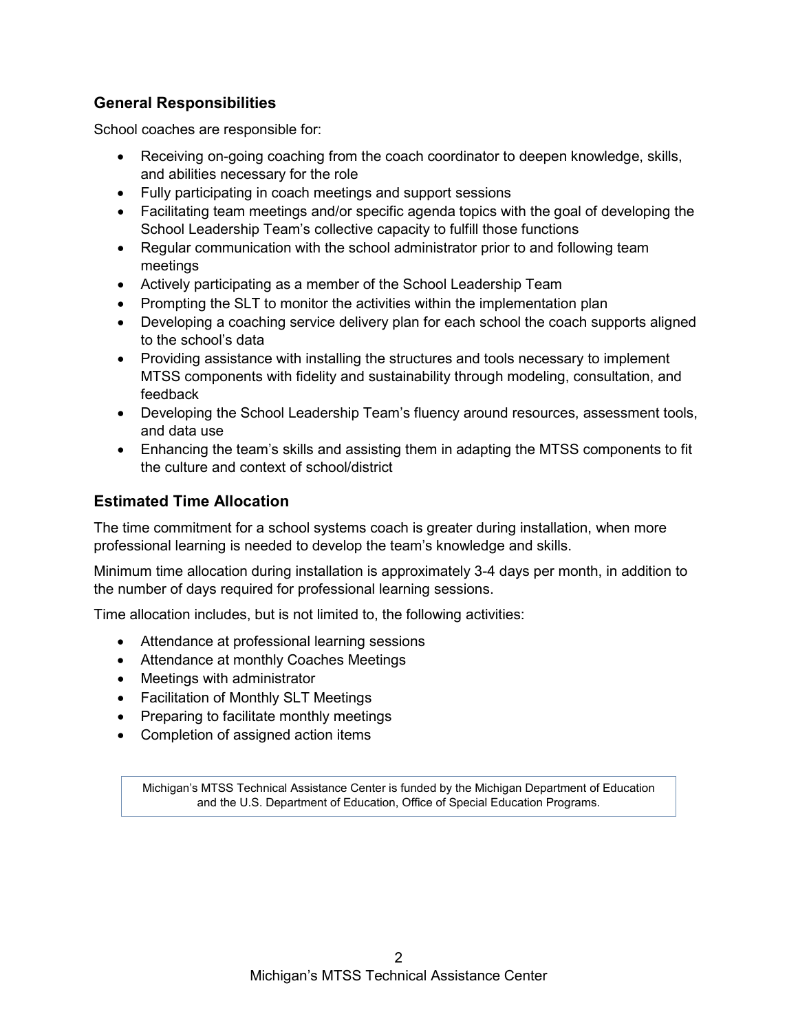## General Responsibilities

School coaches are responsible for:

- Receiving on-going coaching from the coach coordinator to deepen knowledge, skills, and abilities necessary for the role
- Fully participating in coach meetings and support sessions
- Facilitating team meetings and/or specific agenda topics with the goal of developing the School Leadership Team's collective capacity to fulfill those functions
- Regular communication with the school administrator prior to and following team meetings
- Actively participating as a member of the School Leadership Team
- Prompting the SLT to monitor the activities within the implementation plan
- Developing a coaching service delivery plan for each school the coach supports aligned to the school's data
- Providing assistance with installing the structures and tools necessary to implement MTSS components with fidelity and sustainability through modeling, consultation, and feedback
- Developing the School Leadership Team's fluency around resources, assessment tools, and data use
- Enhancing the team's skills and assisting them in adapting the MTSS components to fit the culture and context of school/district

## Estimated Time Allocation

The time commitment for a school systems coach is greater during installation, when more professional learning is needed to develop the team's knowledge and skills.

Minimum time allocation during installation is approximately 3-4 days per month, in addition to the number of days required for professional learning sessions.

Time allocation includes, but is not limited to, the following activities:

- Attendance at professional learning sessions
- Attendance at monthly Coaches Meetings
- Meetings with administrator
- Facilitation of Monthly SLT Meetings
- Preparing to facilitate monthly meetings
- Completion of assigned action items

Michigan's MTSS Technical Assistance Center is funded by the Michigan Department of Education and the U.S. Department of Education, Office of Special Education Programs.